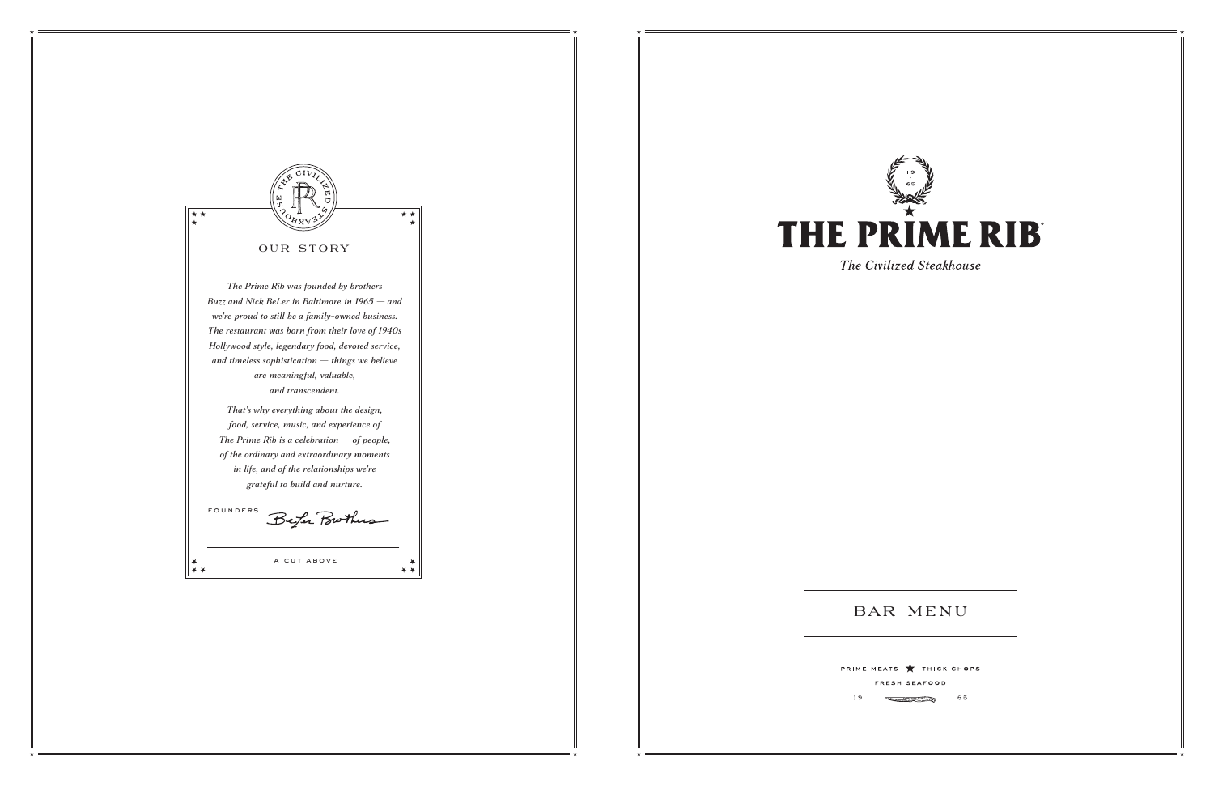THE CIVILIZED STEAKHOUSE

## OUR STORY

*The Prime Rib was founded by brothers Buzz and Nick BeLer in Baltimore in 1965 — and we're proud to still be a family-owned business. The restaurant was born from their love of 1940s Hollywood style, legendary food, devoted service, and timeless sophistication — things we believe are meaningful, valuable, and transcendent.*

*That's why everything about the design, food, service, music, and experience of The Prime Rib is a celebration — of people, of the ordinary and extraordinary moments in life, and of the relationships we're grateful to build and nurture.*

FOUNDERS BeLer Brothers

A CUT ABOVE

19 65

# THE PRIME RIB®

*The Civilized Steakhouse*

## BAR MENU

PRIME MEATS ★ THICK CHOPS

FRESH SEAFOOD

19 65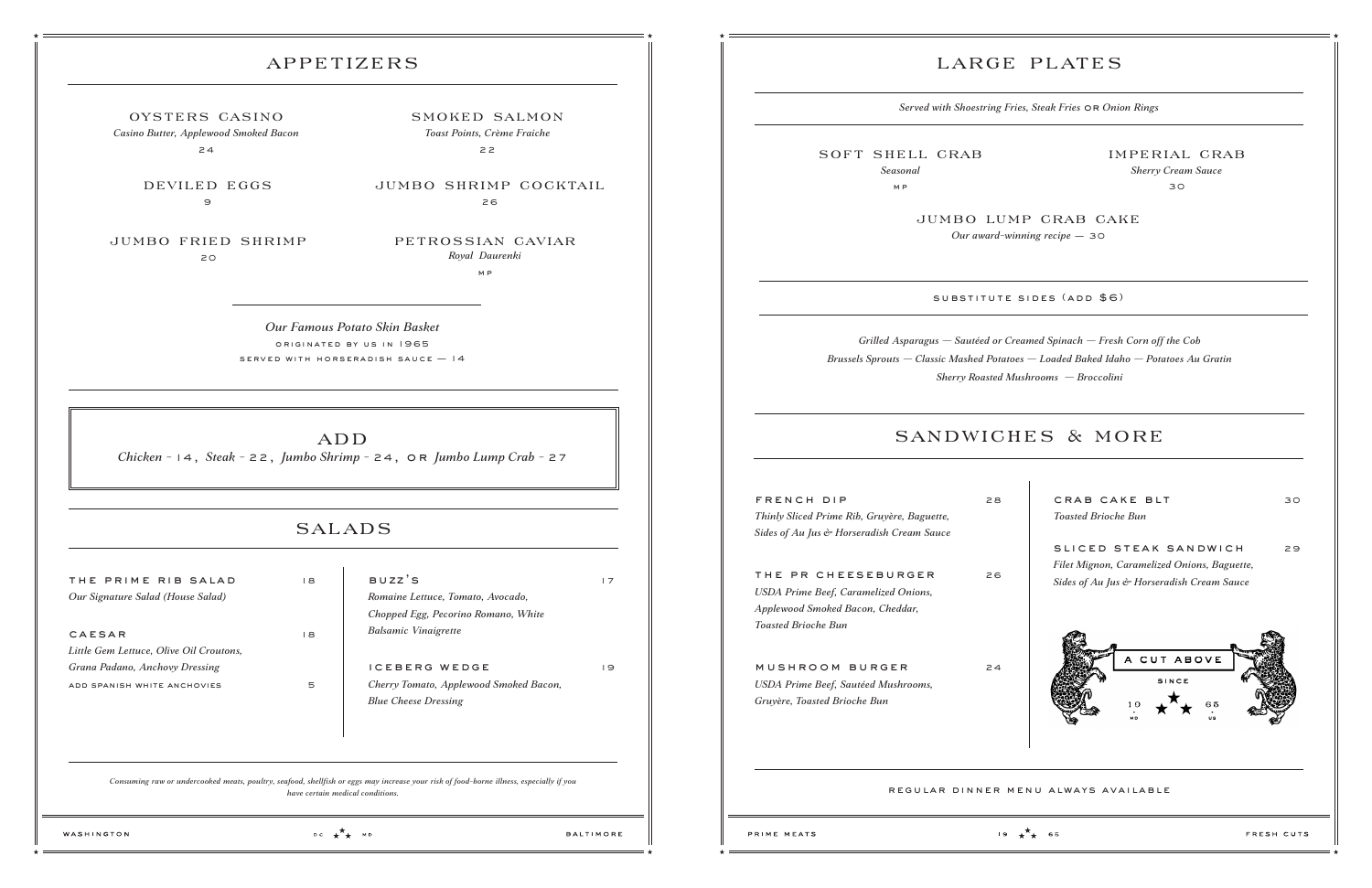## APPETIZERS

**OYSTERS CASINO**
*Casino Butter, Applewood Smoked Bacon*
24

**SMOKED SALMON**
*Toast Points, Crème Fraiche*
22

**DEVILED EGGS**
9

**JUMBO SHRIMP COCKTAIL**
26

**JUMBO FRIED SHRIMP**
20

**PETROSSIAN CAVIAR**
*Royal Daurenki*
MP

*Our Famous Potato Skin Basket*
ORIGINATED BY US IN 1965
SERVED WITH HORSERADISH SAUCE — 14

### ADD

*Chicken* - 14, *Steak* - 22, *Jumbo Shrimp* - 24, OR *Jumbo Lump Crab* - 27

## SALADS

**THE PRIME RIB SALAD** — 18
*Our Signature Salad (House Salad)*

**CAESAR** — 18
*Little Gem Lettuce, Olive Oil Croutons, Grana Padano, Anchovy Dressing*
ADD SPANISH WHITE ANCHOVIES — 5

**BUZZ'S** — 17
*Romaine Lettuce, Tomato, Avocado, Chopped Egg, Pecorino Romano, White Balsamic Vinaigrette*

**ICEBERG WEDGE** — 19
*Cherry Tomato, Applewood Smoked Bacon, Blue Cheese Dressing*

*Consuming raw or undercooked meats, poultry, seafood, shellfish or eggs may increase your risk of food-borne illness, especially if you have certain medical conditions.*

WASHINGTON — DC ★ MD — BALTIMORE

## LARGE PLATES

*Served with Shoestring Fries, Steak Fries* OR *Onion Rings*

**SOFT SHELL CRAB**
*Seasonal*
MP

**IMPERIAL CRAB**
*Sherry Cream Sauce*
30

**JUMBO LUMP CRAB CAKE**
*Our award-winning recipe* — 30

### SUBSTITUTE SIDES (ADD $6)

*Grilled Asparagus — Sautéed or Creamed Spinach — Fresh Corn off the Cob*
*Brussels Sprouts — Classic Mashed Potatoes — Loaded Baked Idaho — Potatoes Au Gratin*
*Sherry Roasted Mushrooms — Broccolini*

## SANDWICHES & MORE

**FRENCH DIP** — 28
*Thinly Sliced Prime Rib, Gruyère, Baguette, Sides of Au Jus & Horseradish Cream Sauce*

**THE PR CHEESEBURGER** — 26
*USDA Prime Beef, Caramelized Onions, Applewood Smoked Bacon, Cheddar, Toasted Brioche Bun*

**MUSHROOM BURGER** — 24
*USDA Prime Beef, Sautéed Mushrooms, Gruyère, Toasted Brioche Bun*

**CRAB CAKE BLT** — 30
*Toasted Brioche Bun*

**SLICED STEAK SANDWICH** — 29
*Filet Mignon, Caramelized Onions, Baguette, Sides of Au Jus & Horseradish Cream Sauce*

A CUT ABOVE
SINCE
19 ★ 65
MD US

REGULAR DINNER MENU ALWAYS AVAILABLE

PRIME MEATS — 19 ★ 65 — FRESH CUTS